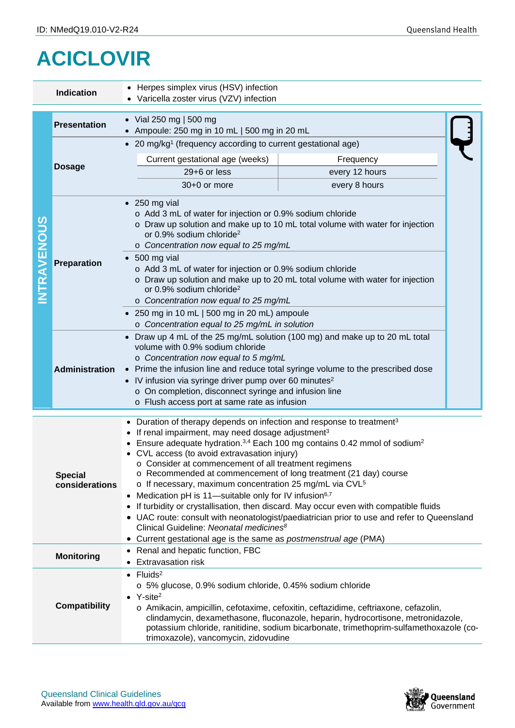# ACICLOVIR

| | |
|---|---|
| **Indication** | • Herpes simplex virus (HSV) infection<br>• Varicella zoster virus (VZV) infection |

## INTRAVENOUS

| | |
|---|---|
| **Presentation** | • Vial 250 mg \| 500 mg<br>• Ampoule: 250 mg in 10 mL \| 500 mg in 20 mL |
| **Dosage** | • 20 mg/kg[1] (frequency according to current gestational age) |

| Current gestational age (weeks) | Frequency |
|---|---|
| 29+6 or less | every 12 hours |
| 30+0 or more | every 8 hours |

| | |
|---|---|
| **Preparation** | • 250 mg vial<br>  o Add 3 mL of water for injection or 0.9% sodium chloride<br>  o Draw up solution and make up to 10 mL total volume with water for injection or 0.9% sodium chloride[2]<br>  o *Concentration now equal to 25 mg/mL*<br>• 500 mg vial<br>  o Add 3 mL of water for injection or 0.9% sodium chloride<br>  o Draw up solution and make up to 20 mL total volume with water for injection or 0.9% sodium chloride[2]<br>  o *Concentration now equal to 25 mg/mL*<br>• 250 mg in 10 mL \| 500 mg in 20 mL) ampoule<br>  o *Concentration equal to 25 mg/mL in solution* |
| **Administration** | • Draw up 4 mL of the 25 mg/mL solution (100 mg) and make up to 20 mL total volume with 0.9% sodium chloride<br>  o *Concentration now equal to 5 mg/mL*<br>• Prime the infusion line and reduce total syringe volume to the prescribed dose<br>• IV infusion via syringe driver pump over 60 minutes[2]<br>  o On completion, disconnect syringe and infusion line<br>  o Flush access port at same rate as infusion |

| | |
|---|---|
| **Special considerations** | • Duration of therapy depends on infection and response to treatment[3]<br>• If renal impairment, may need dosage adjustment[3]<br>• Ensure adequate hydration.[3,4] Each 100 mg contains 0.42 mmol of sodium[2]<br>• CVL access (to avoid extravasation injury)<br>  o Consider at commencement of all treatment regimens<br>  o Recommended at commencement of long treatment (21 day) course<br>  o If necessary, maximum concentration 25 mg/mL via CVL[5]<br>• Medication pH is 11—suitable only for IV infusion[6,7]<br>• If turbidity or crystallisation, then discard. May occur even with compatible fluids<br>• UAC route: consult with neonatologist/paediatrician prior to use and refer to Queensland Clinical Guideline: *Neonatal medicines*[8]<br>• Current gestational age is the same as *postmenstrual age* (PMA) |
| **Monitoring** | • Renal and hepatic function, FBC<br>• Extravasation risk |
| **Compatibility** | • Fluids[2]<br>  o 5% glucose, 0.9% sodium chloride, 0.45% sodium chloride<br>• Y-site[2]<br>  o Amikacin, ampicillin, cefotaxime, cefoxitin, ceftazidime, ceftriaxone, cefazolin, clindamycin, dexamethasone, fluconazole, heparin, hydrocortisone, metronidazole, potassium chloride, ranitidine, sodium bicarbonate, trimethoprim-sulfamethoxazole (co-trimoxazole), vancomycin, zidovudine |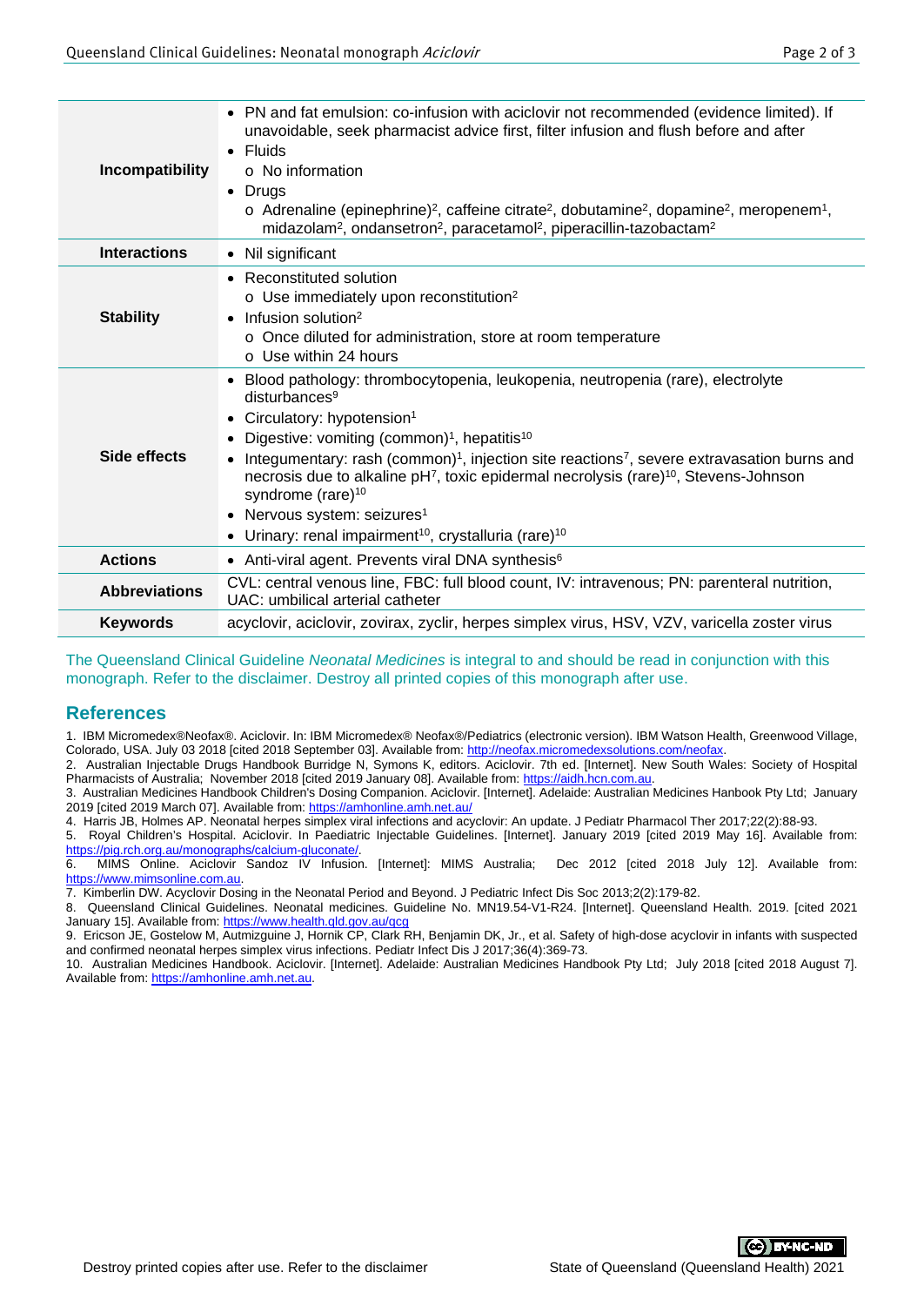| | |
|---|---|
| **Incompatibility** | • PN and fat emulsion: co-infusion with aciclovir not recommended (evidence limited). If unavoidable, seek pharmacist advice first, filter infusion and flush before and after<br>• Fluids<br>  o No information<br>• Drugs<br>  o Adrenaline (epinephrine)[2], caffeine citrate[2], dobutamine[2], dopamine[2], meropenem[1], midazolam[2], ondansetron[2], paracetamol[2], piperacillin-tazobactam[2] |
| **Interactions** | • Nil significant |
| **Stability** | • Reconstituted solution<br>  o Use immediately upon reconstitution[2]<br>• Infusion solution[2]<br>  o Once diluted for administration, store at room temperature<br>  o Use within 24 hours |
| **Side effects** | • Blood pathology: thrombocytopenia, leukopenia, neutropenia (rare), electrolyte disturbances[9]<br>• Circulatory: hypotension[1]<br>• Digestive: vomiting (common)[1], hepatitis[10]<br>• Integumentary: rash (common)[1], injection site reactions[7], severe extravasation burns and necrosis due to alkaline pH[7], toxic epidermal necrolysis (rare)[10], Stevens-Johnson syndrome (rare)[10]<br>• Nervous system: seizures[1]<br>• Urinary: renal impairment[10], crystalluria (rare)[10] |
| **Actions** | • Anti-viral agent. Prevents viral DNA synthesis[6] |
| **Abbreviations** | CVL: central venous line, FBC: full blood count, IV: intravenous; PN: parenteral nutrition, UAC: umbilical arterial catheter |
| **Keywords** | acyclovir, aciclovir, zovirax, zyclir, herpes simplex virus, HSV, VZV, varicella zoster virus |

The Queensland Clinical Guideline *Neonatal Medicines* is integral to and should be read in conjunction with this monograph. Refer to the disclaimer. Destroy all printed copies of this monograph after use.

## References

1. IBM Micromedex®Neofax®. Aciclovir. In: IBM Micromedex® Neofax®/Pediatrics (electronic version). IBM Watson Health, Greenwood Village, Colorado, USA. July 03 2018 [cited 2018 September 03]. Available from: http://neofax.micromedexsolutions.com/neofax.
2. Australian Injectable Drugs Handbook Burridge N, Symons K, editors. Aciclovir. 7th ed. [Internet]. New South Wales: Society of Hospital Pharmacists of Australia; November 2018 [cited 2019 January 08]. Available from: https://aidh.hcn.com.au.
3. Australian Medicines Handbook Children's Dosing Companion. Aciclovir. [Internet]. Adelaide: Australian Medicines Hanbook Pty Ltd; January 2019 [cited 2019 March 07]. Available from: https://amhonline.amh.net.au/
4. Harris JB, Holmes AP. Neonatal herpes simplex viral infections and acyclovir: An update. J Pediatr Pharmacol Ther 2017;22(2):88-93.
5. Royal Children's Hospital. Aciclovir. In Paediatric Injectable Guidelines. [Internet]. January 2019 [cited 2019 May 16]. Available from: https://pig.rch.org.au/monographs/calcium-gluconate/.
6. MIMS Online. Aciclovir Sandoz IV Infusion. [Internet]: MIMS Australia; Dec 2012 [cited 2018 July 12]. Available from: https://www.mimsonline.com.au.
7. Kimberlin DW. Acyclovir Dosing in the Neonatal Period and Beyond. J Pediatric Infect Dis Soc 2013;2(2):179-82.
8. Queensland Clinical Guidelines. Neonatal medicines. Guideline No. MN19.54-V1-R24. [Internet]. Queensland Health. 2019. [cited 2021 January 15]. Available from: https://www.health.qld.gov.au/qcg
9. Ericson JE, Gostelow M, Autmizguine J, Hornik CP, Clark RH, Benjamin DK, Jr., et al. Safety of high-dose acyclovir in infants with suspected and confirmed neonatal herpes simplex virus infections. Pediatr Infect Dis J 2017;36(4):369-73.
10. Australian Medicines Handbook. Aciclovir. [Internet]. Adelaide: Australian Medicines Handbook Pty Ltd; July 2018 [cited 2018 August 7]. Available from: https://amhonline.amh.net.au.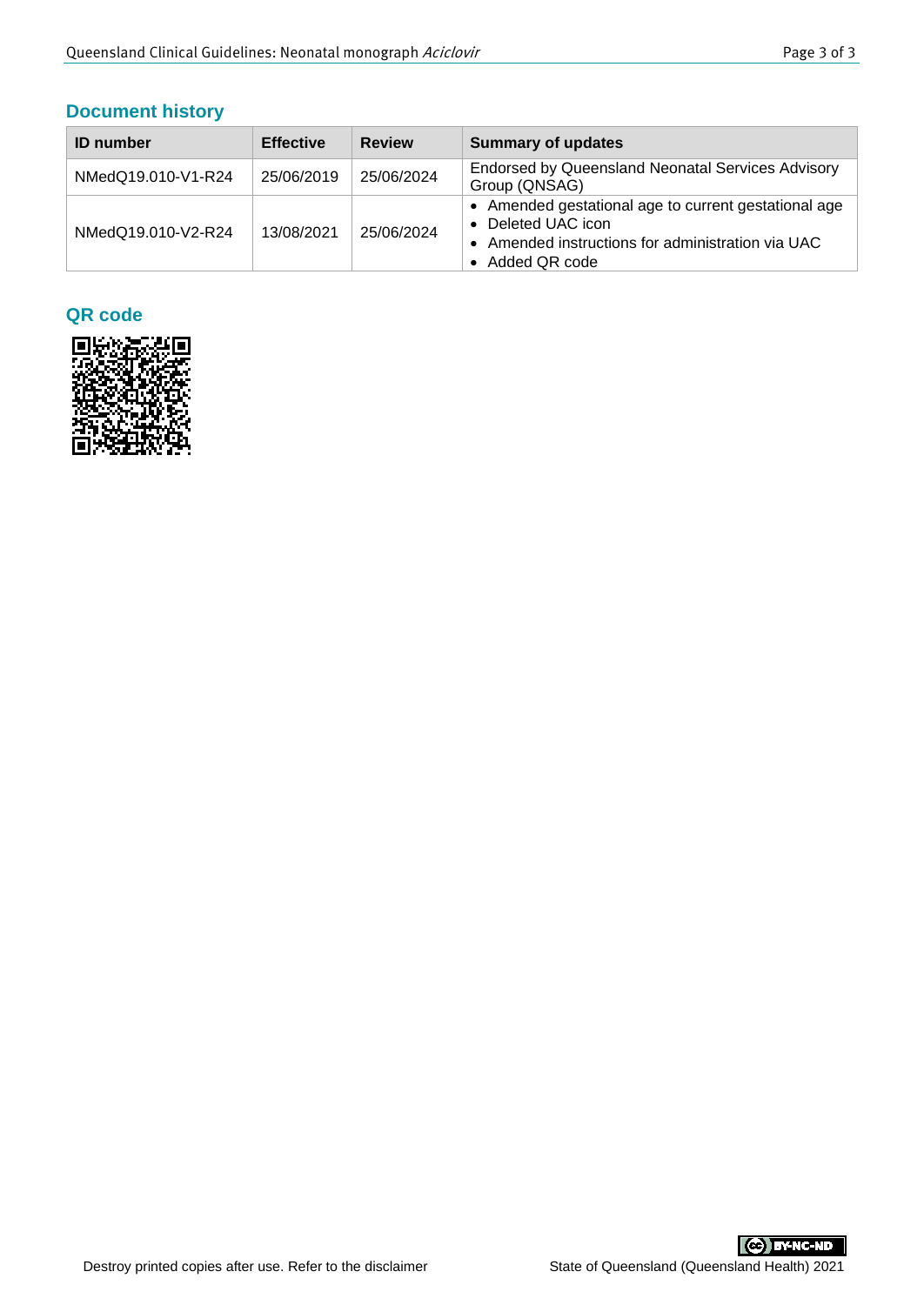## Document history

| ID number | Effective | Review | Summary of updates |
| --- | --- | --- | --- |
| NMedQ19.010-V1-R24 | 25/06/2019 | 25/06/2024 | Endorsed by Queensland Neonatal Services Advisory Group (QNSAG) |
| NMedQ19.010-V2-R24 | 13/08/2021 | 25/06/2024 | • Amended gestational age to current gestational age<br>• Deleted UAC icon<br>• Amended instructions for administration via UAC<br>• Added QR code |

## QR code

Destroy printed copies after use. Refer to the disclaimer

State of Queensland (Queensland Health) 2021